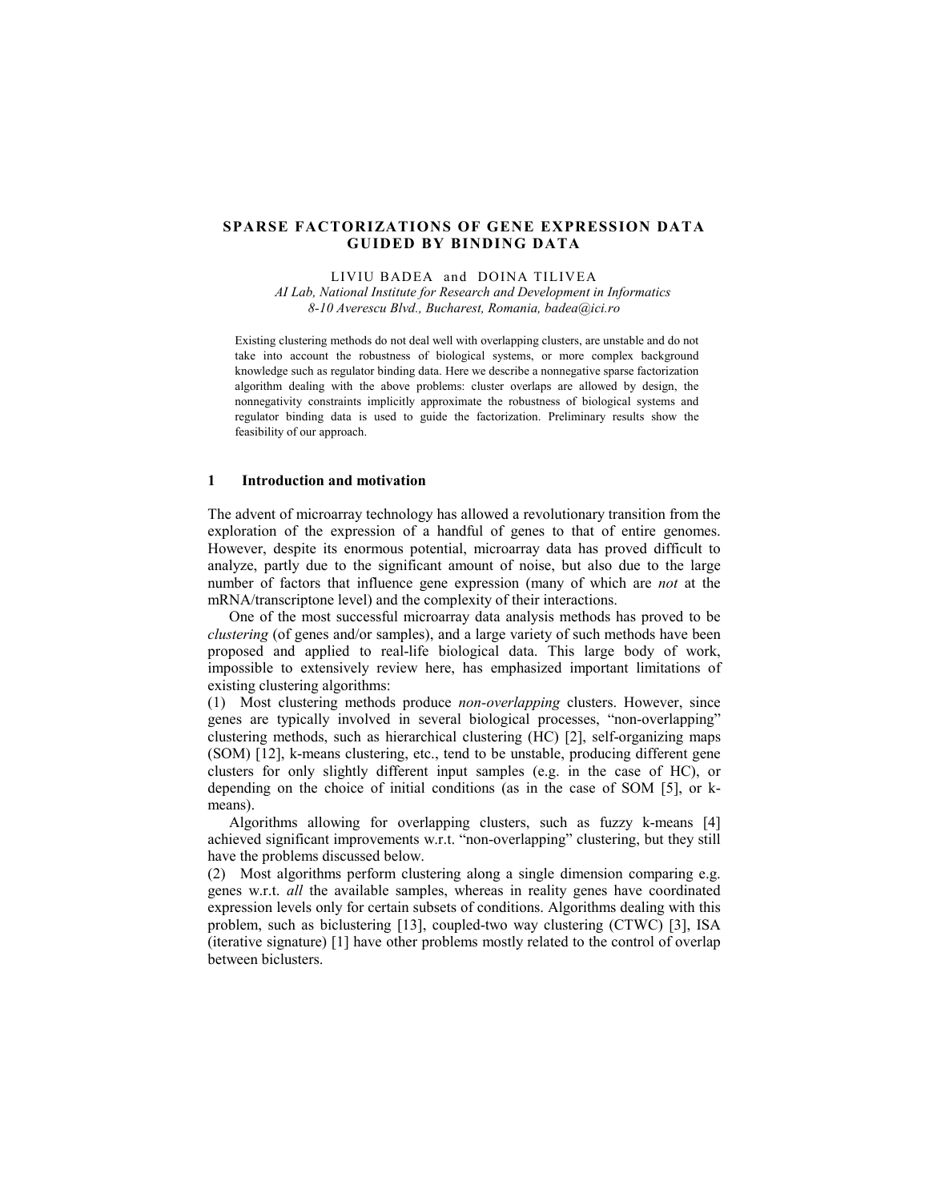# SPARSE FACTORIZATIONS OF GENE EXPRESSION DATA GUIDED BY BINDING DATA

LIVIU BADEA and DOINA TILIVEA

*AI Lab, National Institute for Research and Development in Informatics*
*8-10 Averescu Blvd., Bucharest, Romania, badea@ici.ro*

Existing clustering methods do not deal well with overlapping clusters, are unstable and do not take into account the robustness of biological systems, or more complex background knowledge such as regulator binding data. Here we describe a nonnegative sparse factorization algorithm dealing with the above problems: cluster overlaps are allowed by design, the nonnegativity constraints implicitly approximate the robustness of biological systems and regulator binding data is used to guide the factorization. Preliminary results show the feasibility of our approach.

## 1 Introduction and motivation

The advent of microarray technology has allowed a revolutionary transition from the exploration of the expression of a handful of genes to that of entire genomes. However, despite its enormous potential, microarray data has proved difficult to analyze, partly due to the significant amount of noise, but also due to the large number of factors that influence gene expression (many of which are *not* at the mRNA/transcriptone level) and the complexity of their interactions.

One of the most successful microarray data analysis methods has proved to be *clustering* (of genes and/or samples), and a large variety of such methods have been proposed and applied to real-life biological data. This large body of work, impossible to extensively review here, has emphasized important limitations of existing clustering algorithms:

(1) Most clustering methods produce *non-overlapping* clusters. However, since genes are typically involved in several biological processes, "non-overlapping" clustering methods, such as hierarchical clustering (HC) [2], self-organizing maps (SOM) [12], k-means clustering, etc., tend to be unstable, producing different gene clusters for only slightly different input samples (e.g. in the case of HC), or depending on the choice of initial conditions (as in the case of SOM [5], or k-means).

Algorithms allowing for overlapping clusters, such as fuzzy k-means [4] achieved significant improvements w.r.t. "non-overlapping" clustering, but they still have the problems discussed below.

(2) Most algorithms perform clustering along a single dimension comparing e.g. genes w.r.t. *all* the available samples, whereas in reality genes have coordinated expression levels only for certain subsets of conditions. Algorithms dealing with this problem, such as biclustering [13], coupled-two way clustering (CTWC) [3], ISA (iterative signature) [1] have other problems mostly related to the control of overlap between biclusters.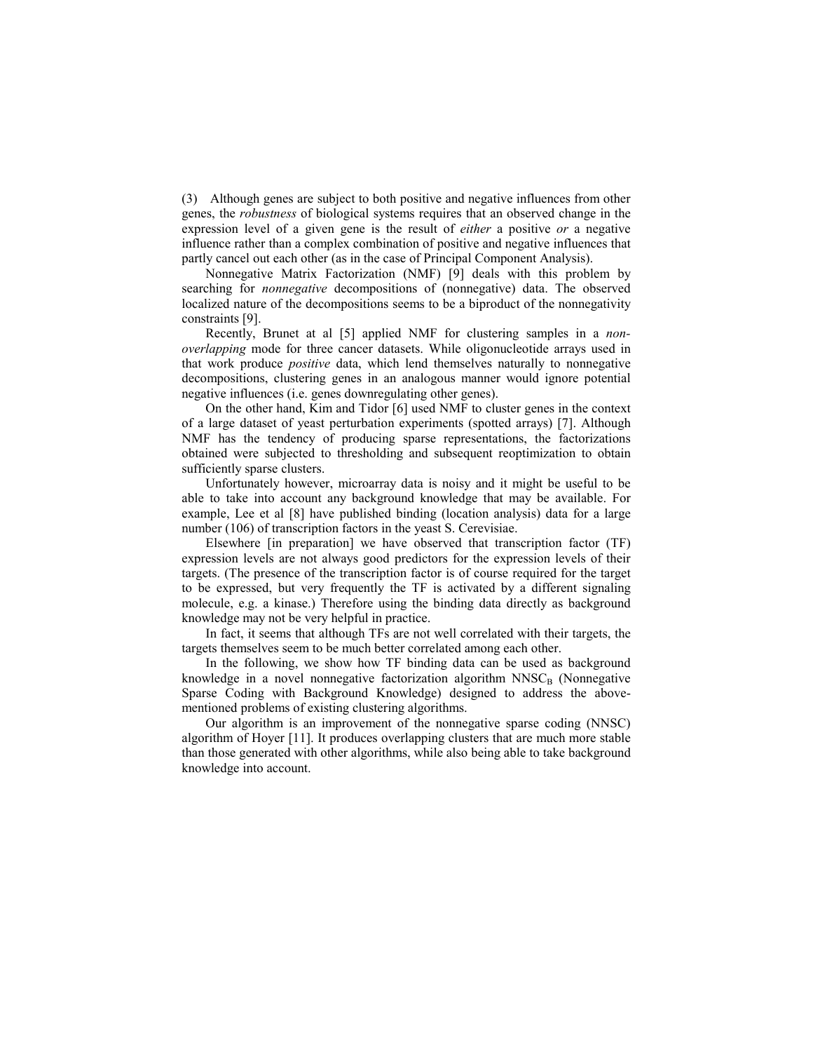(3) Although genes are subject to both positive and negative influences from other genes, the *robustness* of biological systems requires that an observed change in the expression level of a given gene is the result of *either* a positive *or* a negative influence rather than a complex combination of positive and negative influences that partly cancel out each other (as in the case of Principal Component Analysis).

Nonnegative Matrix Factorization (NMF) [9] deals with this problem by searching for *nonnegative* decompositions of (nonnegative) data. The observed localized nature of the decompositions seems to be a biproduct of the nonnegativity constraints [9].

Recently, Brunet at al [5] applied NMF for clustering samples in a *non-overlapping* mode for three cancer datasets. While oligonucleotide arrays used in that work produce *positive* data, which lend themselves naturally to nonnegative decompositions, clustering genes in an analogous manner would ignore potential negative influences (i.e. genes downregulating other genes).

On the other hand, Kim and Tidor [6] used NMF to cluster genes in the context of a large dataset of yeast perturbation experiments (spotted arrays) [7]. Although NMF has the tendency of producing sparse representations, the factorizations obtained were subjected to thresholding and subsequent reoptimization to obtain sufficiently sparse clusters.

Unfortunately however, microarray data is noisy and it might be useful to be able to take into account any background knowledge that may be available. For example, Lee et al [8] have published binding (location analysis) data for a large number (106) of transcription factors in the yeast S. Cerevisiae.

Elsewhere [in preparation] we have observed that transcription factor (TF) expression levels are not always good predictors for the expression levels of their targets. (The presence of the transcription factor is of course required for the target to be expressed, but very frequently the TF is activated by a different signaling molecule, e.g. a kinase.) Therefore using the binding data directly as background knowledge may not be very helpful in practice.

In fact, it seems that although TFs are not well correlated with their targets, the targets themselves seem to be much better correlated among each other.

In the following, we show how TF binding data can be used as background knowledge in a novel nonnegative factorization algorithm $NNSC_B$ (Nonnegative Sparse Coding with Background Knowledge) designed to address the above-mentioned problems of existing clustering algorithms.

Our algorithm is an improvement of the nonnegative sparse coding (NNSC) algorithm of Hoyer [11]. It produces overlapping clusters that are much more stable than those generated with other algorithms, while also being able to take background knowledge into account.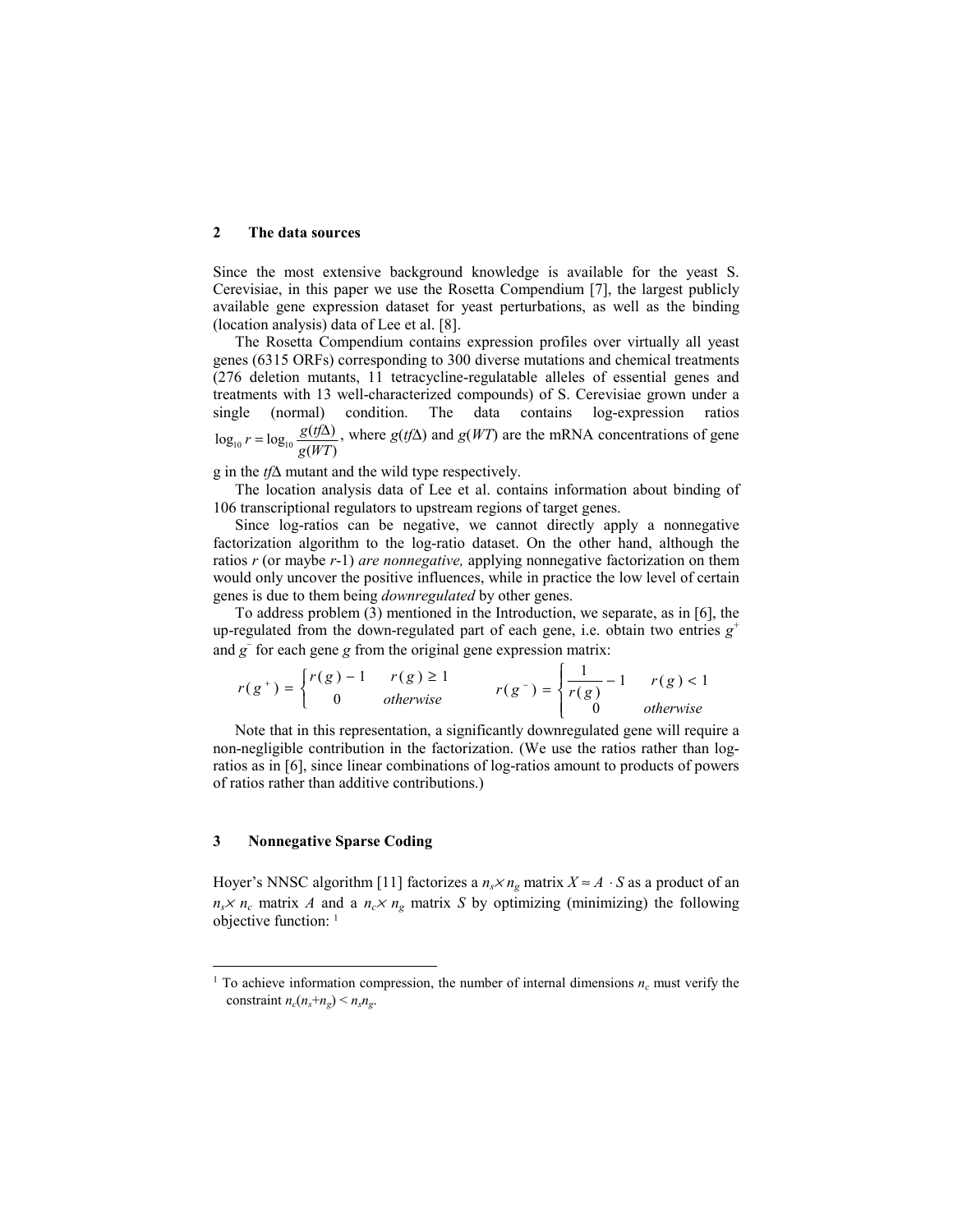## 2 The data sources

Since the most extensive background knowledge is available for the yeast S. Cerevisiae, in this paper we use the Rosetta Compendium [7], the largest publicly available gene expression dataset for yeast perturbations, as well as the binding (location analysis) data of Lee et al. [8].

The Rosetta Compendium contains expression profiles over virtually all yeast genes (6315 ORFs) corresponding to 300 diverse mutations and chemical treatments (276 deletion mutants, 11 tetracycline-regulatable alleles of essential genes and treatments with 13 well-characterized compounds) of S. Cerevisiae grown under a single (normal) condition. The data contains log-expression ratios $\log_{10} r = \log_{10} \frac{g(tf\Delta)}{g(WT)}$, where $g(tf\Delta)$ and $g(WT)$ are the mRNA concentrations of gene g in the $tf\Delta$ mutant and the wild type respectively.

The location analysis data of Lee et al. contains information about binding of 106 transcriptional regulators to upstream regions of target genes.

Since log-ratios can be negative, we cannot directly apply a nonnegative factorization algorithm to the log-ratio dataset. On the other hand, although the ratios $r$ (or maybe $r$-1) *are nonnegative,* applying nonnegative factorization on them would only uncover the positive influences, while in practice the low level of certain genes is due to them being *downregulated* by other genes.

To address problem (3) mentioned in the Introduction, we separate, as in [6], the up-regulated from the down-regulated part of each gene, i.e. obtain two entries $g^+$ and $g^-$ for each gene $g$ from the original gene expression matrix:

$$r(g^+) = \begin{cases} r(g) - 1 & r(g) \geq 1 \\ 0 & otherwise \end{cases} \qquad r(g^-) = \begin{cases} \frac{1}{r(g)} - 1 & r(g) < 1 \\ 0 & otherwise \end{cases}$$

Note that in this representation, a significantly downregulated gene will require a non-negligible contribution in the factorization. (We use the ratios rather than log-ratios as in [6], since linear combinations of log-ratios amount to products of powers of ratios rather than additive contributions.)

## 3 Nonnegative Sparse Coding

Hoyer's NNSC algorithm [11] factorizes a $n_s \times n_g$ matrix $X \approx A \cdot S$ as a product of an $n_s \times n_c$ matrix $A$ and a $n_c \times n_g$ matrix $S$ by optimizing (minimizing) the following objective function: [1]

[1] To achieve information compression, the number of internal dimensions $n_c$ must verify the constraint $n_c(n_s+n_g) < n_s n_g$.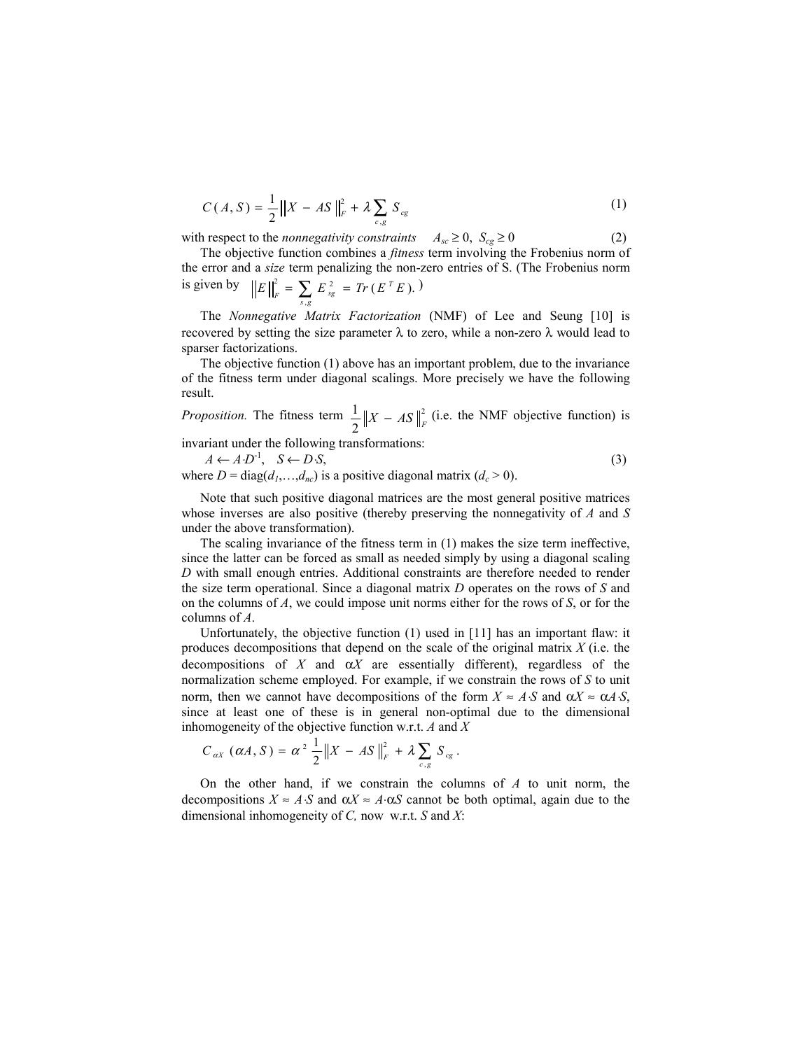$$C(A,S) = \frac{1}{2}\|X - AS\|_F^2 + \lambda \sum_{c,g} S_{cg} \tag{1}$$

with respect to the *nonnegativity constraints* $A_{sc} \geq 0,\ S_{cg} \geq 0$ (2)

The objective function combines a *fitness* term involving the Frobenius norm of the error and a *size* term penalizing the non-zero entries of S. (The Frobenius norm is given by $\|E\|_F^2 = \sum_{s,g} E_{sg}^2 = Tr(E^T E)$.)

The *Nonnegative Matrix Factorization* (NMF) of Lee and Seung [10] is recovered by setting the size parameter $\lambda$ to zero, while a non-zero $\lambda$ would lead to sparser factorizations.

The objective function (1) above has an important problem, due to the invariance of the fitness term under diagonal scalings. More precisely we have the following result.

*Proposition.* The fitness term $\frac{1}{2}\|X - AS\|_F^2$ (i.e. the NMF objective function) is invariant under the following transformations:

$$A \leftarrow A \cdot D^{-1}, \quad S \leftarrow D \cdot S, \tag{3}$$

where $D = \text{diag}(d_1,\ldots,d_{nc})$ is a positive diagonal matrix ($d_c > 0$).

Note that such positive diagonal matrices are the most general positive matrices whose inverses are also positive (thereby preserving the nonnegativity of $A$ and $S$ under the above transformation).

The scaling invariance of the fitness term in (1) makes the size term ineffective, since the latter can be forced as small as needed simply by using a diagonal scaling $D$ with small enough entries. Additional constraints are therefore needed to render the size term operational. Since a diagonal matrix $D$ operates on the rows of $S$ and on the columns of $A$, we could impose unit norms either for the rows of $S$, or for the columns of $A$.

Unfortunately, the objective function (1) used in [11] has an important flaw: it produces decompositions that depend on the scale of the original matrix $X$ (i.e. the decompositions of $X$ and $\alpha X$ are essentially different), regardless of the normalization scheme employed. For example, if we constrain the rows of $S$ to unit norm, then we cannot have decompositions of the form $X \approx A \cdot S$ and $\alpha X \approx \alpha A \cdot S$, since at least one of these is in general non-optimal due to the dimensional inhomogeneity of the objective function w.r.t. $A$ and $X$

$$C_{\alpha X}(\alpha A, S) = \alpha^2 \frac{1}{2}\|X - AS\|_F^2 + \lambda \sum_{c,g} S_{cg}\,.$$

On the other hand, if we constrain the columns of $A$ to unit norm, the decompositions $X \approx A \cdot S$ and $\alpha X \approx A \cdot \alpha S$ cannot be both optimal, again due to the dimensional inhomogeneity of $C$, now w.r.t. $S$ and $X$: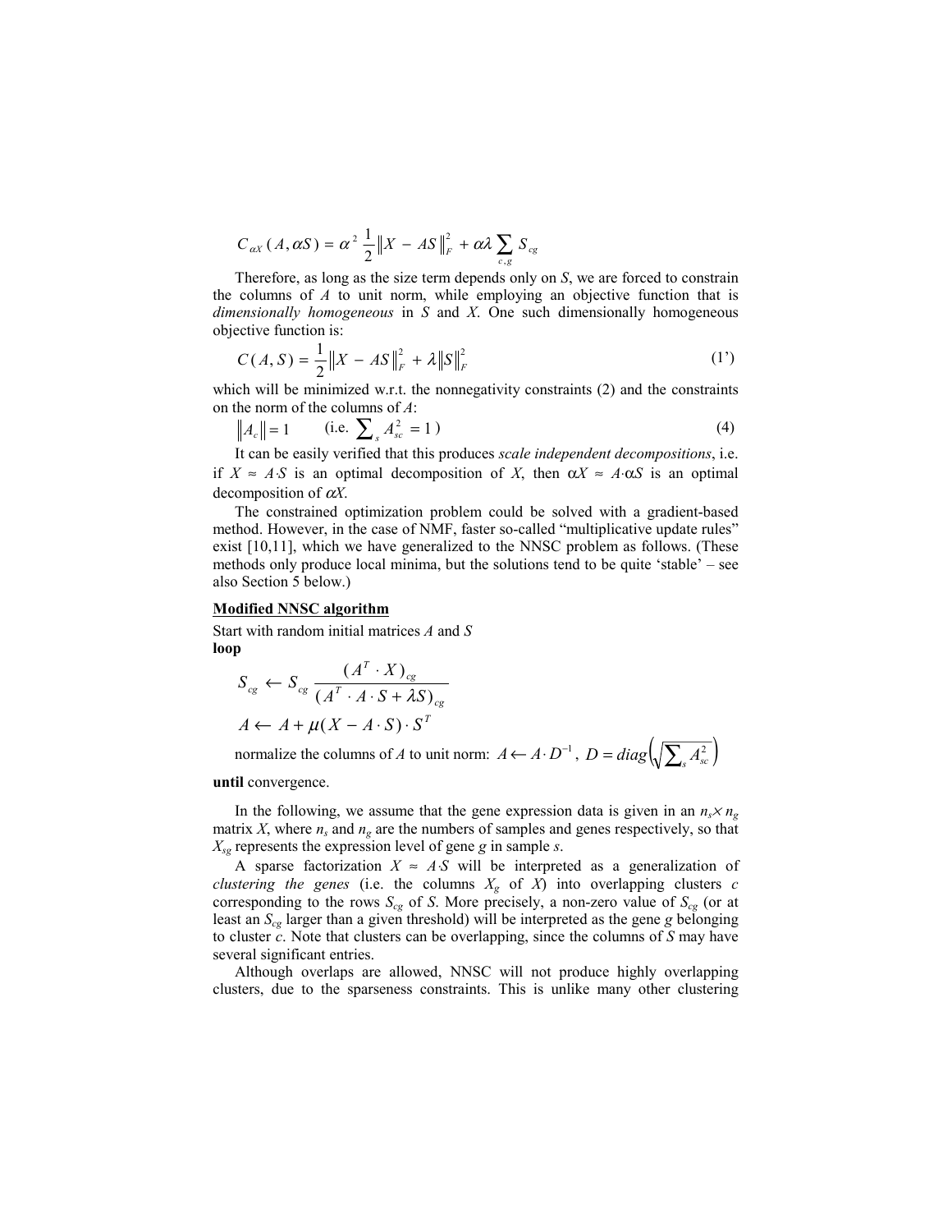$$C_{\alpha X}(A, \alpha S) = \alpha^2 \frac{1}{2}\|X - AS\|_F^2 + \alpha\lambda \sum_{c,g} S_{cg}$$

Therefore, as long as the size term depends only on $S$, we are forced to constrain the columns of $A$ to unit norm, while employing an objective function that is *dimensionally homogeneous* in $S$ and $X$. One such dimensionally homogeneous objective function is:

$$C(A, S) = \frac{1}{2}\|X - AS\|_F^2 + \lambda\|S\|_F^2 \tag{1'}$$

which will be minimized w.r.t. the nonnegativity constraints (2) and the constraints on the norm of the columns of $A$:

$$\|A_c\| = 1 \qquad \text{(i.e. } \textstyle\sum_s A_{sc}^2 = 1\text{)} \tag{4}$$

It can be easily verified that this produces *scale independent decompositions*, i.e. if $X \approx A{\cdot}S$ is an optimal decomposition of $X$, then $\alpha X \approx A{\cdot}\alpha S$ is an optimal decomposition of $\alpha X$.

The constrained optimization problem could be solved with a gradient-based method. However, in the case of NMF, faster so-called "multiplicative update rules" exist [10,11], which we have generalized to the NNSC problem as follows. (These methods only produce local minima, but the solutions tend to be quite 'stable' – see also Section 5 below.)

**Modified NNSC algorithm**

Start with random initial matrices $A$ and $S$

**loop**

$$S_{cg} \leftarrow S_{cg} \frac{(A^T \cdot X)_{cg}}{(A^T \cdot A \cdot S + \lambda S)_{cg}}$$

$$A \leftarrow A + \mu(X - A \cdot S) \cdot S^T$$

normalize the columns of $A$ to unit norm: $A \leftarrow A \cdot D^{-1}$, $D = diag\left(\sqrt{\sum_s A_{sc}^2}\right)$

**until** convergence.

In the following, we assume that the gene expression data is given in an $n_s \times n_g$ matrix $X$, where $n_s$ and $n_g$ are the numbers of samples and genes respectively, so that $X_{sg}$ represents the expression level of gene $g$ in sample $s$.

A sparse factorization $X \approx A{\cdot}S$ will be interpreted as a generalization of *clustering the genes* (i.e. the columns $X_g$ of $X$) into overlapping clusters $c$ corresponding to the rows $S_{cg}$ of $S$. More precisely, a non-zero value of $S_{cg}$ (or at least an $S_{cg}$ larger than a given threshold) will be interpreted as the gene $g$ belonging to cluster $c$. Note that clusters can be overlapping, since the columns of $S$ may have several significant entries.

Although overlaps are allowed, NNSC will not produce highly overlapping clusters, due to the sparseness constraints. This is unlike many other clustering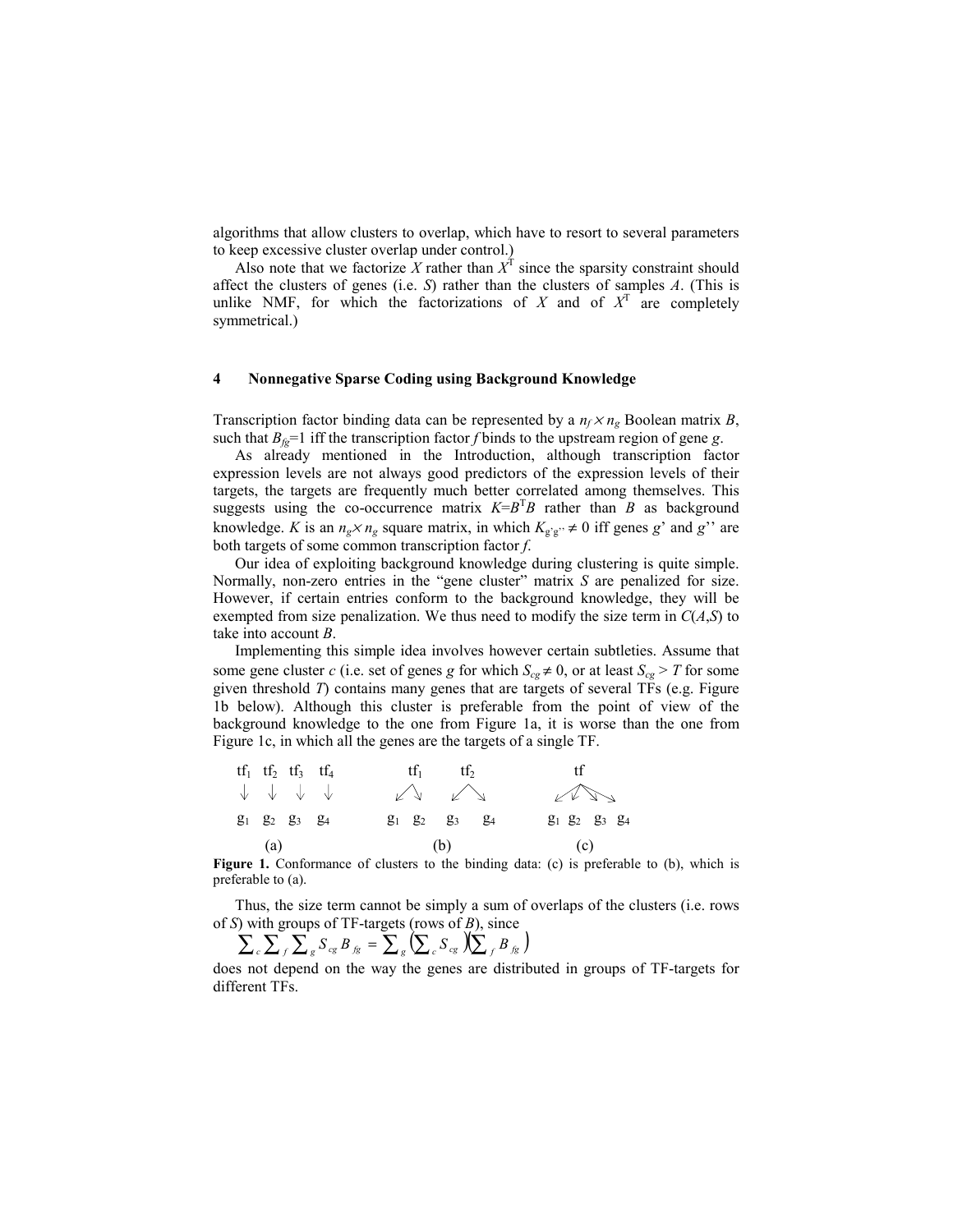algorithms that allow clusters to overlap, which have to resort to several parameters to keep excessive cluster overlap under control.)

Also note that we factorize $X$ rather than $X^T$ since the sparsity constraint should affect the clusters of genes (i.e. $S$) rather than the clusters of samples $A$. (This is unlike NMF, for which the factorizations of $X$ and of $X^T$ are completely symmetrical.)

## 4 Nonnegative Sparse Coding using Background Knowledge

Transcription factor binding data can be represented by a $n_f \times n_g$ Boolean matrix $B$, such that $B_{fg}$=1 iff the transcription factor $f$ binds to the upstream region of gene $g$.

As already mentioned in the Introduction, although transcription factor expression levels are not always good predictors of the expression levels of their targets, the targets are frequently much better correlated among themselves. This suggests using the co-occurrence matrix $K=B^T B$ rather than $B$ as background knowledge. $K$ is an $n_g \times n_g$ square matrix, in which $K_{g'g''} \neq 0$ iff genes $g'$ and $g''$ are both targets of some common transcription factor $f$.

Our idea of exploiting background knowledge during clustering is quite simple. Normally, non-zero entries in the "gene cluster" matrix $S$ are penalized for size. However, if certain entries conform to the background knowledge, they will be exempted from size penalization. We thus need to modify the size term in $C(A,S)$ to take into account $B$.

Implementing this simple idea involves however certain subtleties. Assume that some gene cluster $c$ (i.e. set of genes $g$ for which $S_{cg} \neq 0$, or at least $S_{cg} > T$ for some given threshold $T$) contains many genes that are targets of several TFs (e.g. Figure 1b below). Although this cluster is preferable from the point of view of the background knowledge to the one from Figure 1a, it is worse than the one from Figure 1c, in which all the genes are the targets of a single TF.

```
tf1  tf2  tf3  tf4          tf1       tf2              tf
 ↓    ↓    ↓    ↓          ↙  ↘      ↙  ↘          ↙ ↙ ↘ ↘
g1   g2   g3   g4        g1   g2   g3    g4       g1  g2  g3  g4

      (a)                       (b)                     (c)
```

**Figure 1.** Conformance of clusters to the binding data: (c) is preferable to (b), which is preferable to (a).

Thus, the size term cannot be simply a sum of overlaps of the clusters (i.e. rows of $S$) with groups of TF-targets (rows of $B$), since

$$\sum_c \sum_f \sum_g S_{cg} B_{fg} = \sum_g \left(\sum_c S_{cg}\right)\left(\sum_f B_{fg}\right)$$

does not depend on the way the genes are distributed in groups of TF-targets for different TFs.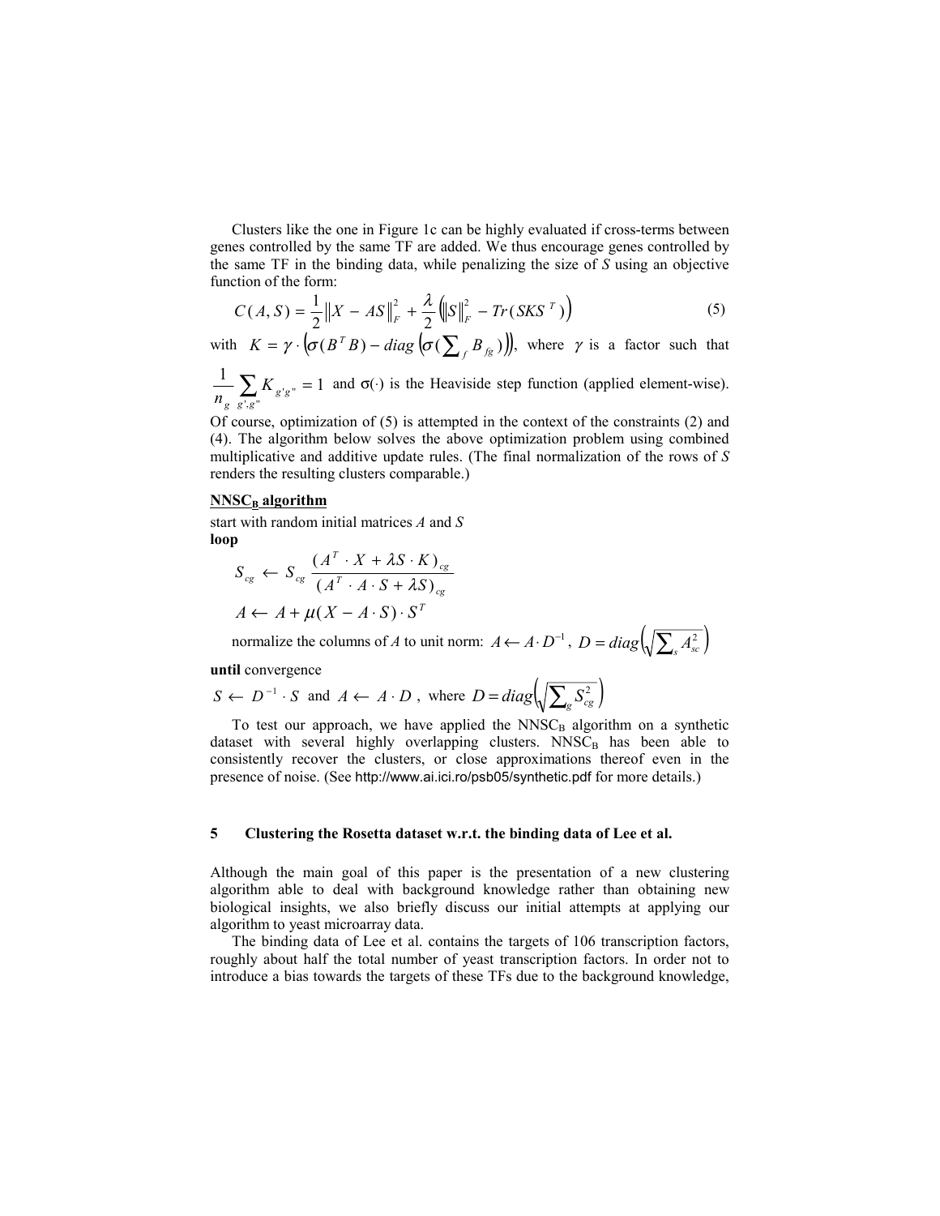Clusters like the one in Figure 1c can be highly evaluated if cross-terms between genes controlled by the same TF are added. We thus encourage genes controlled by the same TF in the binding data, while penalizing the size of *S* using an objective function of the form:

$$C(A,S) = \frac{1}{2}\left\| X - AS \right\|_F^2 + \frac{\lambda}{2}\left( \left\| S \right\|_F^2 - Tr(SKS^T) \right) \tag{5}$$

with $K = \gamma \cdot \left( \sigma(B^T B) - diag\left( \sigma(\sum_f B_{fg}) \right) \right)$, where $\gamma$ is a factor such that $\frac{1}{n_g}\sum_{g',g''} K_{g'g''} = 1$ and $\sigma(\cdot)$ is the Heaviside step function (applied element-wise). Of course, optimization of (5) is attempted in the context of the constraints (2) and (4). The algorithm below solves the above optimization problem using combined multiplicative and additive update rules. (The final normalization of the rows of *S* renders the resulting clusters comparable.)

**NNSC$_B$ algorithm**

start with random initial matrices *A* and *S*

**loop**

$$S_{cg} \leftarrow S_{cg} \frac{(A^T \cdot X + \lambda S \cdot K)_{cg}}{(A^T \cdot A \cdot S + \lambda S)_{cg}}$$

$$A \leftarrow A + \mu (X - A \cdot S) \cdot S^T$$

normalize the columns of *A* to unit norm: $A \leftarrow A \cdot D^{-1}$, $D = diag\left( \sqrt{\sum_s A_{sc}^2} \right)$

**until** convergence

$S \leftarrow D^{-1} \cdot S$ and $A \leftarrow A \cdot D$, where $D = diag\left( \sqrt{\sum_g S_{cg}^2} \right)$

To test our approach, we have applied the NNSC$_B$ algorithm on a synthetic dataset with several highly overlapping clusters. NNSC$_B$ has been able to consistently recover the clusters, or close approximations thereof even in the presence of noise. (See http://www.ai.ici.ro/psb05/synthetic.pdf for more details.)

## 5 Clustering the Rosetta dataset w.r.t. the binding data of Lee et al.

Although the main goal of this paper is the presentation of a new clustering algorithm able to deal with background knowledge rather than obtaining new biological insights, we also briefly discuss our initial attempts at applying our algorithm to yeast microarray data.

The binding data of Lee et al. contains the targets of 106 transcription factors, roughly about half the total number of yeast transcription factors. In order not to introduce a bias towards the targets of these TFs due to the background knowledge,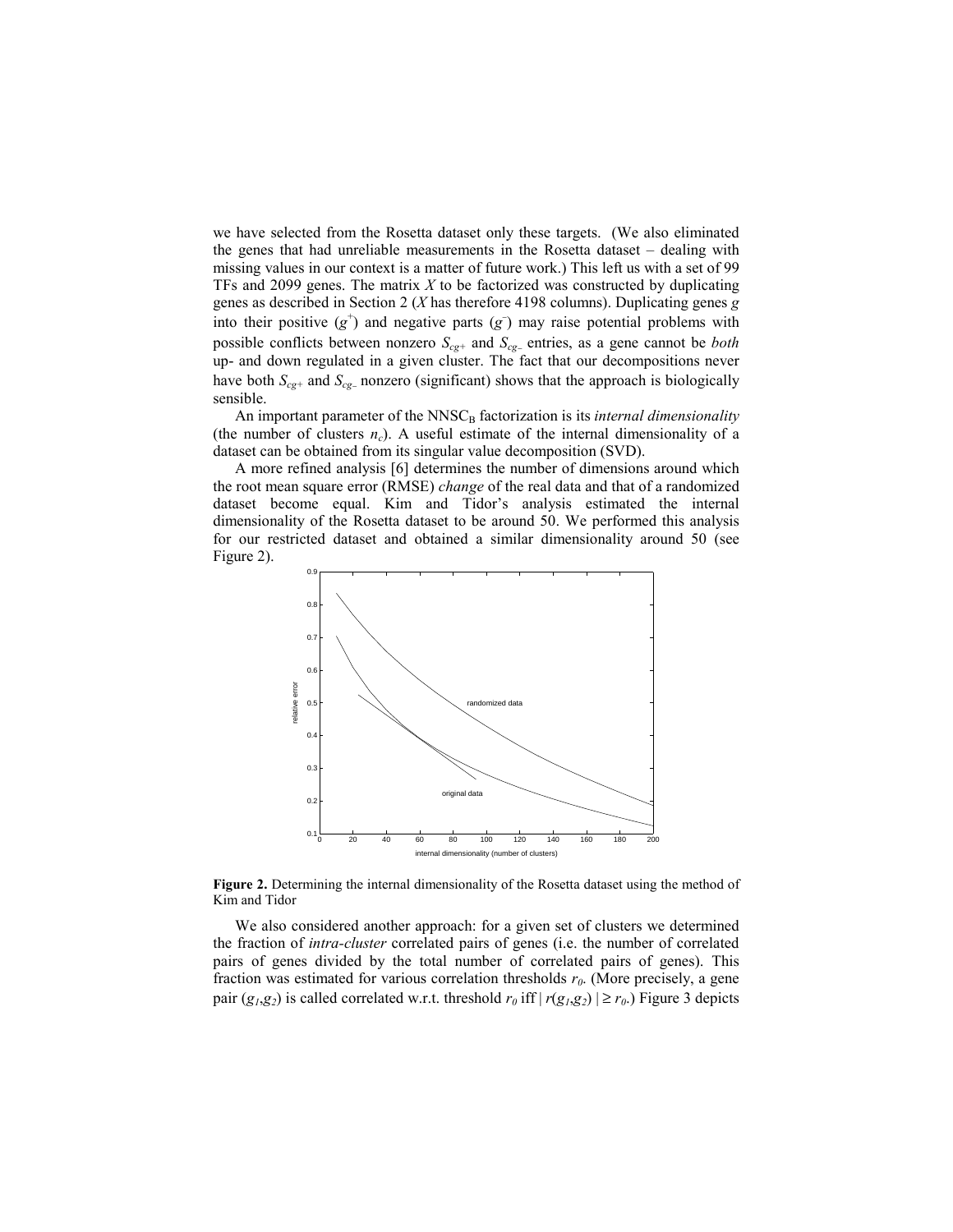we have selected from the Rosetta dataset only these targets. (We also eliminated the genes that had unreliable measurements in the Rosetta dataset – dealing with missing values in our context is a matter of future work.) This left us with a set of 99 TFs and 2099 genes. The matrix $X$ to be factorized was constructed by duplicating genes as described in Section 2 ($X$ has therefore 4198 columns). Duplicating genes $g$ into their positive ($g^+$) and negative parts ($g^-$) may raise potential problems with possible conflicts between nonzero $S_{cg+}$ and $S_{cg-}$ entries, as a gene cannot be *both* up- and down regulated in a given cluster. The fact that our decompositions never have both $S_{cg+}$ and $S_{cg-}$ nonzero (significant) shows that the approach is biologically sensible.

An important parameter of the $\text{NNSC}_\text{B}$ factorization is its *internal dimensionality* (the number of clusters $n_c$). A useful estimate of the internal dimensionality of a dataset can be obtained from its singular value decomposition (SVD).

A more refined analysis [6] determines the number of dimensions around which the root mean square error (RMSE) *change* of the real data and that of a randomized dataset become equal. Kim and Tidor's analysis estimated the internal dimensionality of the Rosetta dataset to be around 50. We performed this analysis for our restricted dataset and obtained a similar dimensionality around 50 (see Figure 2).

**Figure 2.** Determining the internal dimensionality of the Rosetta dataset using the method of Kim and Tidor

We also considered another approach: for a given set of clusters we determined the fraction of *intra-cluster* correlated pairs of genes (i.e. the number of correlated pairs of genes divided by the total number of correlated pairs of genes). This fraction was estimated for various correlation thresholds $r_0$. (More precisely, a gene pair $(g_1,g_2)$ is called correlated w.r.t. threshold $r_0$ iff $|\, r(g_1,g_2)\,| \geq r_0$.) Figure 3 depicts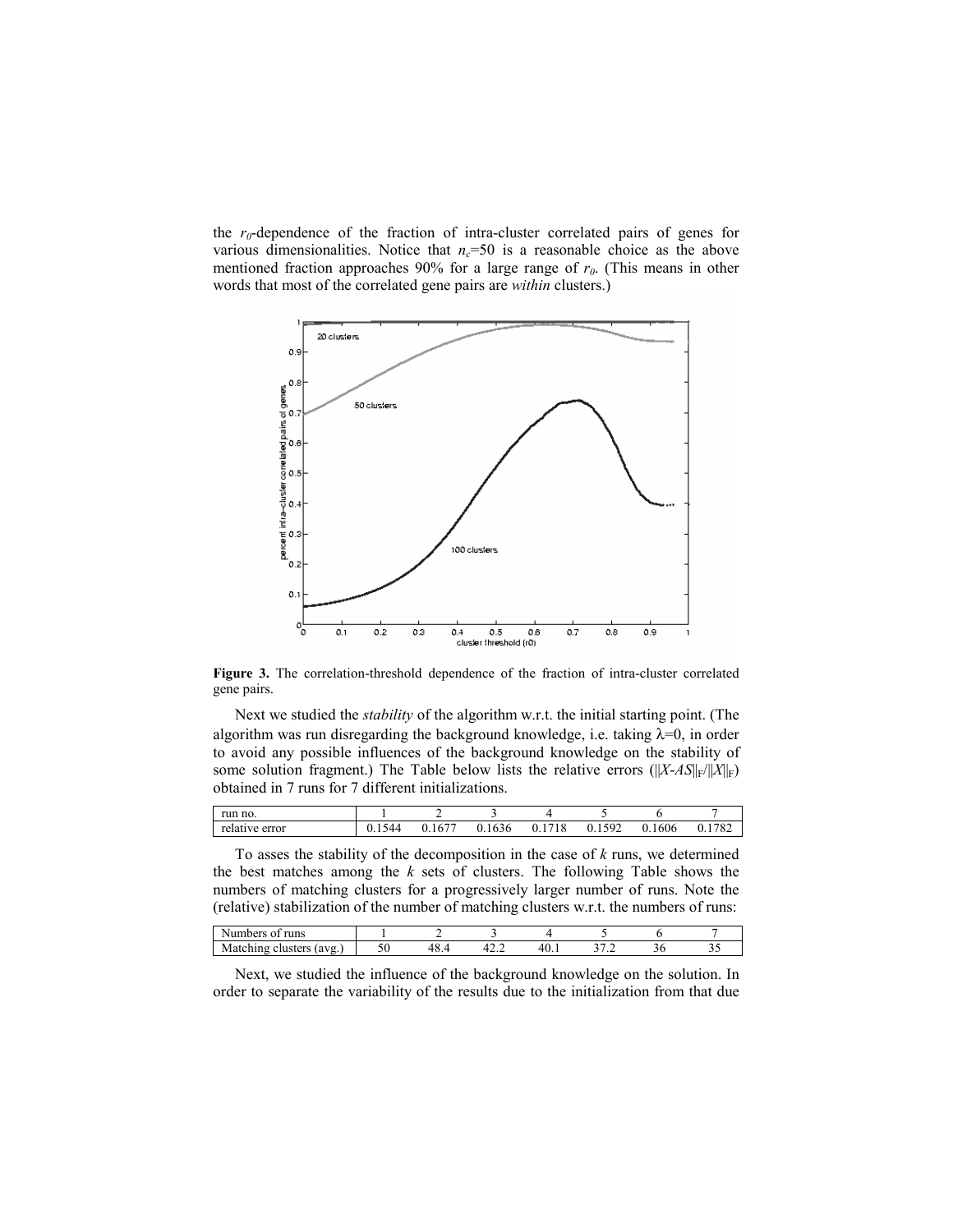the $r_0$-dependence of the fraction of intra-cluster correlated pairs of genes for various dimensionalities. Notice that $n_c$=50 is a reasonable choice as the above mentioned fraction approaches 90% for a large range of $r_0$. (This means in other words that most of the correlated gene pairs are *within* clusters.)

**Figure 3.** The correlation-threshold dependence of the fraction of intra-cluster correlated gene pairs.

Next we studied the *stability* of the algorithm w.r.t. the initial starting point. (The algorithm was run disregarding the background knowledge, i.e. taking $\lambda$=0, in order to avoid any possible influences of the background knowledge on the stability of some solution fragment.) The Table below lists the relative errors ($\|X-AS\|_F/\|X\|_F$) obtained in 7 runs for 7 different initializations.

| run no. | 1 | 2 | 3 | 4 | 5 | 6 | 7 |
|---|---|---|---|---|---|---|---|
| relative error | 0.1544 | 0.1677 | 0.1636 | 0.1718 | 0.1592 | 0.1606 | 0.1782 |

To asses the stability of the decomposition in the case of *k* runs, we determined the best matches among the *k* sets of clusters. The following Table shows the numbers of matching clusters for a progressively larger number of runs. Note the (relative) stabilization of the number of matching clusters w.r.t. the numbers of runs:

| Numbers of runs | 1 | 2 | 3 | 4 | 5 | 6 | 7 |
|---|---|---|---|---|---|---|---|
| Matching clusters (avg.) | 50 | 48.4 | 42.2 | 40.1 | 37.2 | 36 | 35 |

Next, we studied the influence of the background knowledge on the solution. In order to separate the variability of the results due to the initialization from that due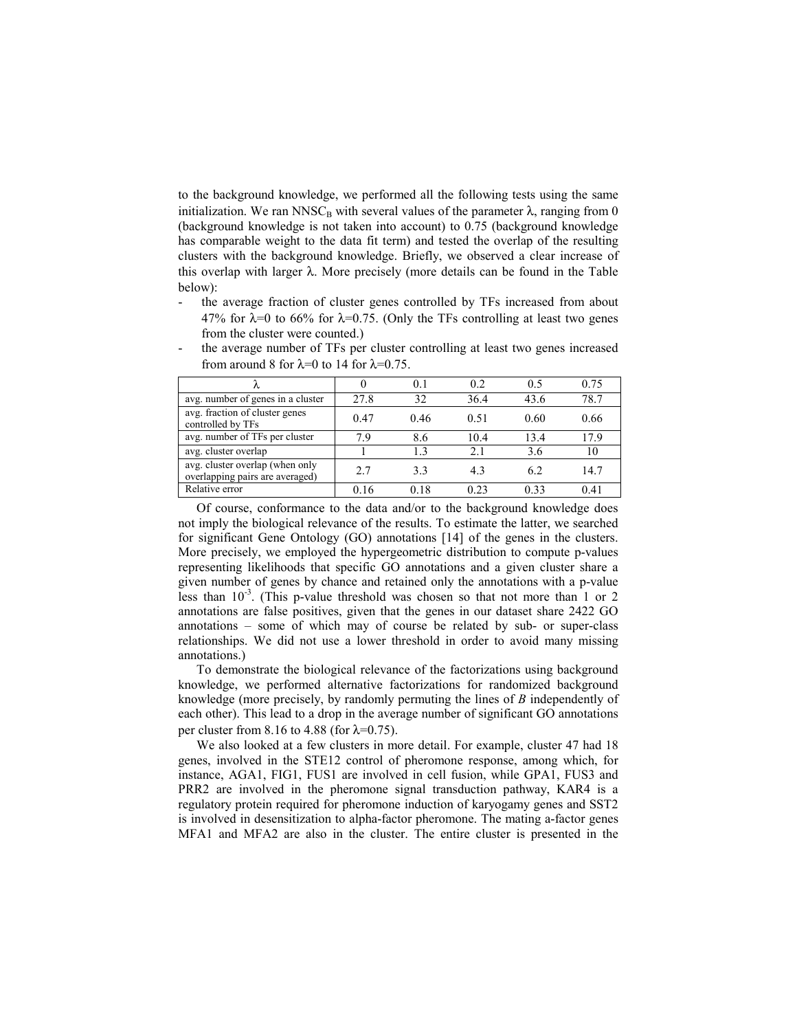to the background knowledge, we performed all the following tests using the same initialization. We ran $NNSC_B$ with several values of the parameter $\lambda$, ranging from 0 (background knowledge is not taken into account) to 0.75 (background knowledge has comparable weight to the data fit term) and tested the overlap of the resulting clusters with the background knowledge. Briefly, we observed a clear increase of this overlap with larger $\lambda$. More precisely (more details can be found in the Table below):

- the average fraction of cluster genes controlled by TFs increased from about 47% for $\lambda$=0 to 66% for $\lambda$=0.75. (Only the TFs controlling at least two genes from the cluster were counted.)
- the average number of TFs per cluster controlling at least two genes increased from around 8 for $\lambda$=0 to 14 for $\lambda$=0.75.

| $\lambda$ | 0 | 0.1 | 0.2 | 0.5 | 0.75 |
|---|---|---|---|---|---|
| avg. number of genes in a cluster | 27.8 | 32 | 36.4 | 43.6 | 78.7 |
| avg. fraction of cluster genes controlled by TFs | 0.47 | 0.46 | 0.51 | 0.60 | 0.66 |
| avg. number of TFs per cluster | 7.9 | 8.6 | 10.4 | 13.4 | 17.9 |
| avg. cluster overlap | 1 | 1.3 | 2.1 | 3.6 | 10 |
| avg. cluster overlap (when only overlapping pairs are averaged) | 2.7 | 3.3 | 4.3 | 6.2 | 14.7 |
| Relative error | 0.16 | 0.18 | 0.23 | 0.33 | 0.41 |

Of course, conformance to the data and/or to the background knowledge does not imply the biological relevance of the results. To estimate the latter, we searched for significant Gene Ontology (GO) annotations [14] of the genes in the clusters. More precisely, we employed the hypergeometric distribution to compute p-values representing likelihoods that specific GO annotations and a given cluster share a given number of genes by chance and retained only the annotations with a p-value less than $10^{-3}$. (This p-value threshold was chosen so that not more than 1 or 2 annotations are false positives, given that the genes in our dataset share 2422 GO annotations – some of which may of course be related by sub- or super-class relationships. We did not use a lower threshold in order to avoid many missing annotations.)

To demonstrate the biological relevance of the factorizations using background knowledge, we performed alternative factorizations for randomized background knowledge (more precisely, by randomly permuting the lines of *B* independently of each other). This lead to a drop in the average number of significant GO annotations per cluster from 8.16 to 4.88 (for $\lambda$=0.75).

We also looked at a few clusters in more detail. For example, cluster 47 had 18 genes, involved in the STE12 control of pheromone response, among which, for instance, AGA1, FIG1, FUS1 are involved in cell fusion, while GPA1, FUS3 and PRR2 are involved in the pheromone signal transduction pathway, KAR4 is a regulatory protein required for pheromone induction of karyogamy genes and SST2 is involved in desensitization to alpha-factor pheromone. The mating a-factor genes MFA1 and MFA2 are also in the cluster. The entire cluster is presented in the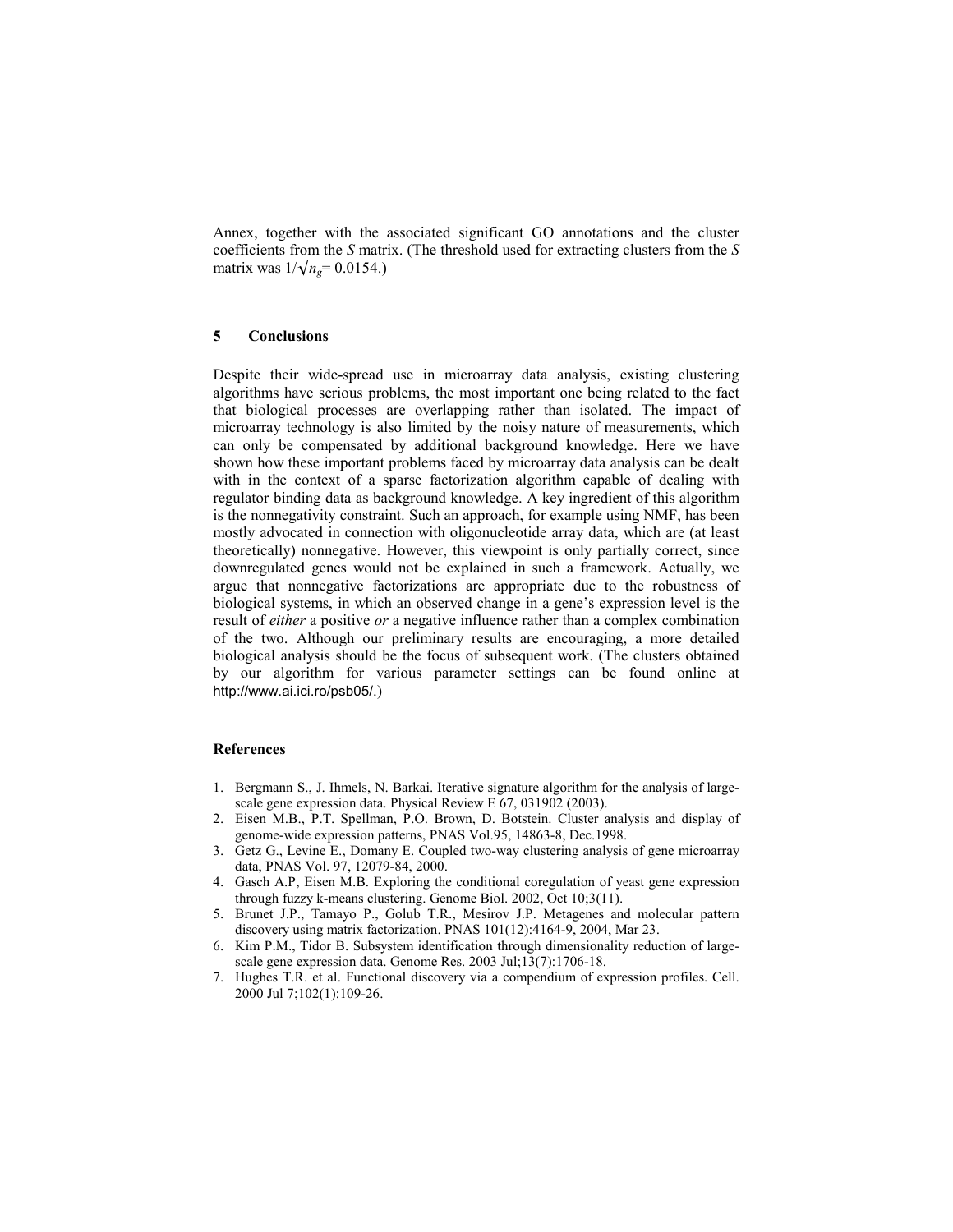Annex, together with the associated significant GO annotations and the cluster coefficients from the *S* matrix. (The threshold used for extracting clusters from the *S* matrix was $1/\sqrt{n_g}= 0.0154$.)

## 5 Conclusions

Despite their wide-spread use in microarray data analysis, existing clustering algorithms have serious problems, the most important one being related to the fact that biological processes are overlapping rather than isolated. The impact of microarray technology is also limited by the noisy nature of measurements, which can only be compensated by additional background knowledge. Here we have shown how these important problems faced by microarray data analysis can be dealt with in the context of a sparse factorization algorithm capable of dealing with regulator binding data as background knowledge. A key ingredient of this algorithm is the nonnegativity constraint. Such an approach, for example using NMF, has been mostly advocated in connection with oligonucleotide array data, which are (at least theoretically) nonnegative. However, this viewpoint is only partially correct, since downregulated genes would not be explained in such a framework. Actually, we argue that nonnegative factorizations are appropriate due to the robustness of biological systems, in which an observed change in a gene's expression level is the result of *either* a positive *or* a negative influence rather than a complex combination of the two. Although our preliminary results are encouraging, a more detailed biological analysis should be the focus of subsequent work. (The clusters obtained by our algorithm for various parameter settings can be found online at http://www.ai.ici.ro/psb05/.)

### References

1. Bergmann S., J. Ihmels, N. Barkai. Iterative signature algorithm for the analysis of large-scale gene expression data. Physical Review E 67, 031902 (2003).
2. Eisen M.B., P.T. Spellman, P.O. Brown, D. Botstein. Cluster analysis and display of genome-wide expression patterns, PNAS Vol.95, 14863-8, Dec.1998.
3. Getz G., Levine E., Domany E. Coupled two-way clustering analysis of gene microarray data, PNAS Vol. 97, 12079-84, 2000.
4. Gasch A.P, Eisen M.B. Exploring the conditional coregulation of yeast gene expression through fuzzy k-means clustering. Genome Biol. 2002, Oct 10;3(11).
5. Brunet J.P., Tamayo P., Golub T.R., Mesirov J.P. Metagenes and molecular pattern discovery using matrix factorization. PNAS 101(12):4164-9, 2004, Mar 23.
6. Kim P.M., Tidor B. Subsystem identification through dimensionality reduction of large-scale gene expression data. Genome Res. 2003 Jul;13(7):1706-18.
7. Hughes T.R. et al. Functional discovery via a compendium of expression profiles. Cell. 2000 Jul 7;102(1):109-26.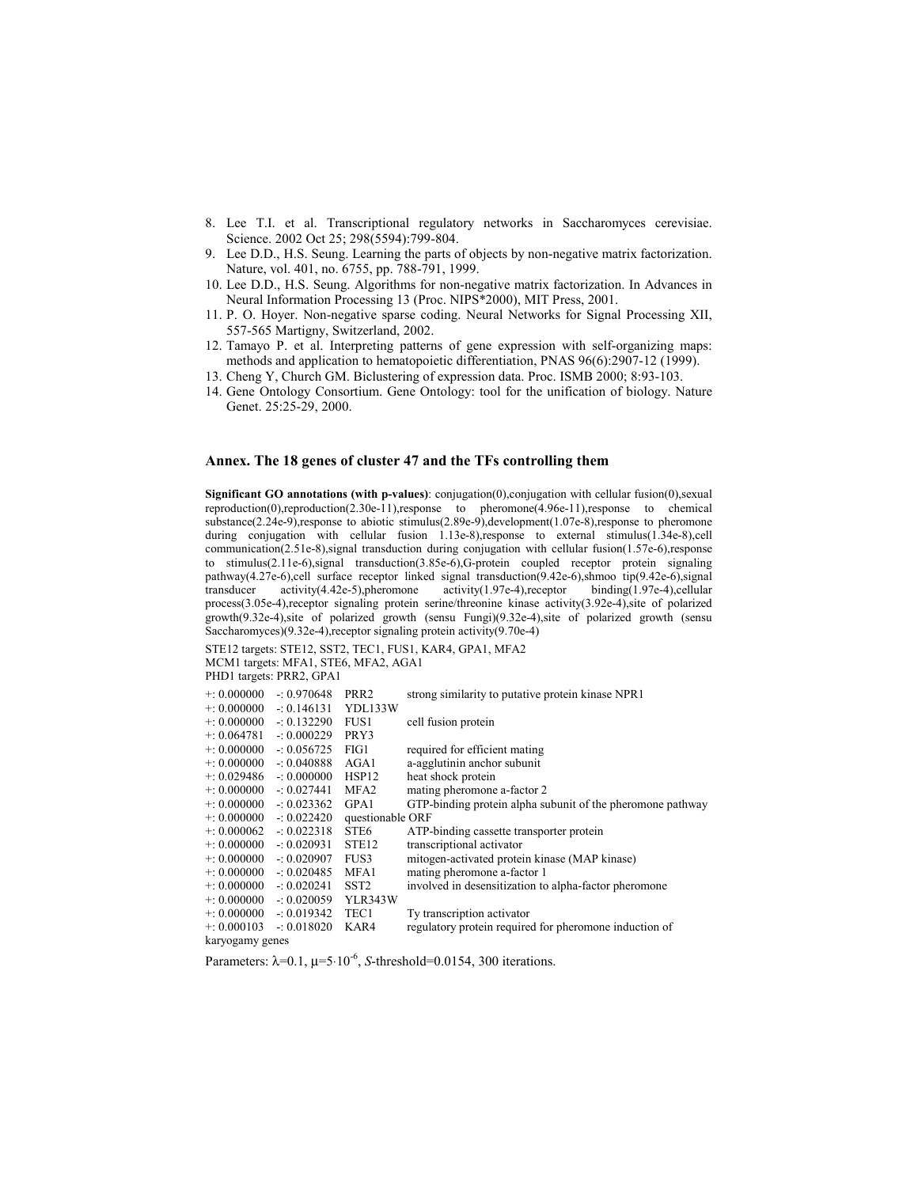8. Lee T.I. et al. Transcriptional regulatory networks in Saccharomyces cerevisiae. Science. 2002 Oct 25; 298(5594):799-804.
9. Lee D.D., H.S. Seung. Learning the parts of objects by non-negative matrix factorization. Nature, vol. 401, no. 6755, pp. 788-791, 1999.
10. Lee D.D., H.S. Seung. Algorithms for non-negative matrix factorization. In Advances in Neural Information Processing 13 (Proc. NIPS*2000), MIT Press, 2001.
11. P. O. Hoyer. Non-negative sparse coding. Neural Networks for Signal Processing XII, 557-565 Martigny, Switzerland, 2002.
12. Tamayo P. et al. Interpreting patterns of gene expression with self-organizing maps: methods and application to hematopoietic differentiation, PNAS 96(6):2907-12 (1999).
13. Cheng Y, Church GM. Biclustering of expression data. Proc. ISMB 2000; 8:93-103.
14. Gene Ontology Consortium. Gene Ontology: tool for the unification of biology. Nature Genet. 25:25-29, 2000.

## Annex. The 18 genes of cluster 47 and the TFs controlling them

**Significant GO annotations (with p-values)**: conjugation(0),conjugation with cellular fusion(0),sexual reproduction(0),reproduction(2.30e-11),response to pheromone(4.96e-11),response to chemical substance(2.24e-9),response to abiotic stimulus(2.89e-9),development(1.07e-8),response to pheromone during conjugation with cellular fusion 1.13e-8),response to external stimulus(1.34e-8),cell communication(2.51e-8),signal transduction during conjugation with cellular fusion(1.57e-6),response to stimulus(2.11e-6),signal transduction(3.85e-6),G-protein coupled receptor protein signaling pathway(4.27e-6),cell surface receptor linked signal transduction(9.42e-6),shmoo tip(9.42e-6),signal transducer activity(4.42e-5),pheromone activity(1.97e-4),receptor binding(1.97e-4),cellular process(3.05e-4),receptor signaling protein serine/threonine kinase activity(3.92e-4),site of polarized growth(9.32e-4),site of polarized growth (sensu Fungi)(9.32e-4),site of polarized growth (sensu Saccharomyces)(9.32e-4),receptor signaling protein activity(9.70e-4)

STE12 targets: STE12, SST2, TEC1, FUS1, KAR4, GPA1, MFA2
MCM1 targets: MFA1, STE6, MFA2, AGA1
PHD1 targets: PRR2, GPA1

| | | | |
|---|---|---|---|
| +: 0.000000 | -: 0.970648 | PRR2 | strong similarity to putative protein kinase NPR1 |
| +: 0.000000 | -: 0.146131 | YDL133W | |
| +: 0.000000 | -: 0.132290 | FUS1 | cell fusion protein |
| +: 0.064781 | -: 0.000229 | PRY3 | |
| +: 0.000000 | -: 0.056725 | FIG1 | required for efficient mating |
| +: 0.000000 | -: 0.040888 | AGA1 | a-agglutinin anchor subunit |
| +: 0.029486 | -: 0.000000 | HSP12 | heat shock protein |
| +: 0.000000 | -: 0.027441 | MFA2 | mating pheromone a-factor 2 |
| +: 0.000000 | -: 0.023362 | GPA1 | GTP-binding protein alpha subunit of the pheromone pathway |
| +: 0.000000 | -: 0.022420 | questionable ORF | |
| +: 0.000062 | -: 0.022318 | STE6 | ATP-binding cassette transporter protein |
| +: 0.000000 | -: 0.020931 | STE12 | transcriptional activator |
| +: 0.000000 | -: 0.020907 | FUS3 | mitogen-activated protein kinase (MAP kinase) |
| +: 0.000000 | -: 0.020485 | MFA1 | mating pheromone a-factor 1 |
| +: 0.000000 | -: 0.020241 | SST2 | involved in desensitization to alpha-factor pheromone |
| +: 0.000000 | -: 0.020059 | YLR343W | |
| +: 0.000000 | -: 0.019342 | TEC1 | Ty transcription activator |
| +: 0.000103 | -: 0.018020 | KAR4 | regulatory protein required for pheromone induction of karyogamy genes |

Parameters: $\lambda$=0.1, $\mu=5\cdot10^{-6}$, *S*-threshold=0.0154, 300 iterations.